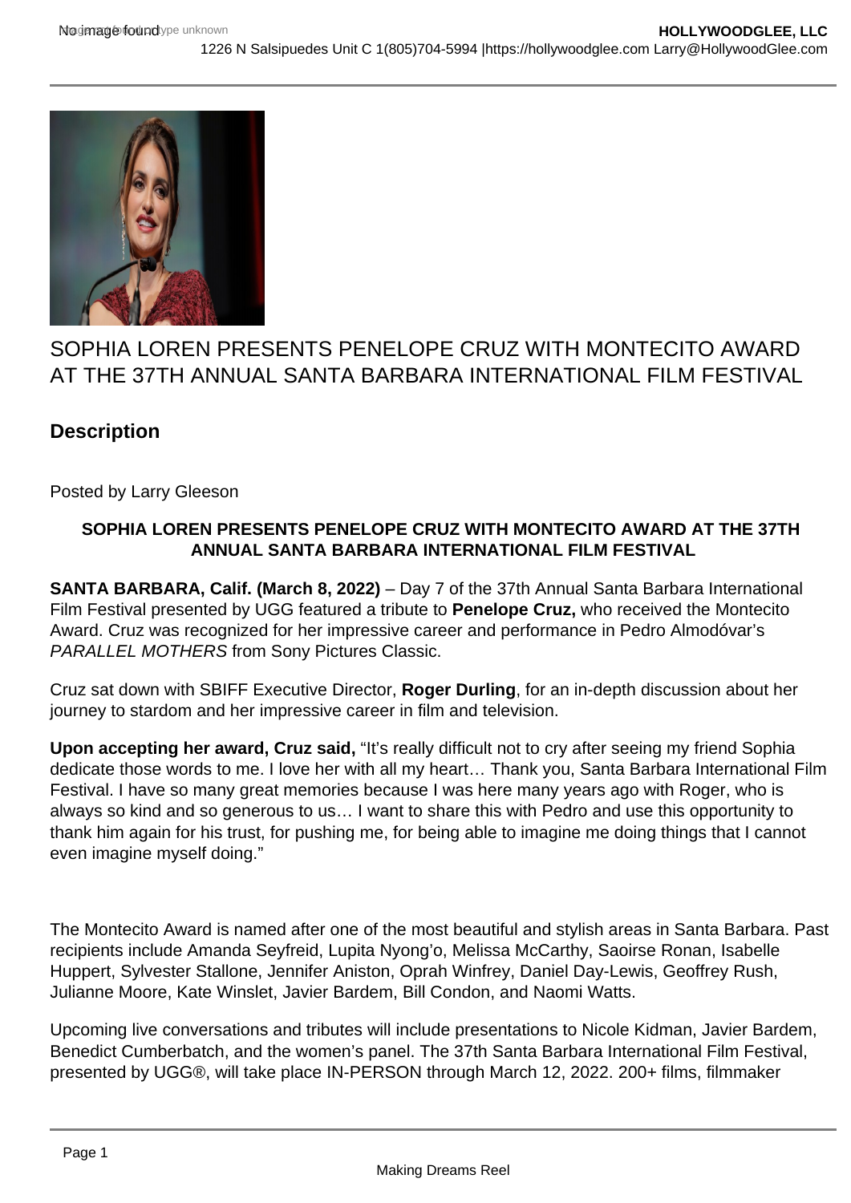# SOPHIA LOREN PRESENTS PENELOPE CRUZ WITH MONTECITO AWARD AT THE 37TH ANNUAL SANTA BARBARA INTERNATIONAL FILM FESTIVAL

## Description

Posted by Larry Gleeson

**SOPHIA LOREN PRESENTS PENELOPE CRUZ WITH MONTECITO AWARD AT THE 37TH ANNUAL SANTA BARBARA INTERNATIONAL FILM FESTIVAL**

**SANTA BARBARA, Calif. (March 8, 2022)** – Day 7 of the 37th Annual Santa Barbara International Film Festival presented by UGG featured a tribute to **Penelope Cruz,** who received the Montecito Award. Cruz was recognized for her impressive career and performance in Pedro Almodóvar's *PARALLEL MOTHERS* from Sony Pictures Classic.

Cruz sat down with SBIFF Executive Director, **Roger Durling**, for an in-depth discussion about her journey to stardom and her impressive career in film and television.

**Upon accepting her award, Cruz said,** "It's really difficult not to cry after seeing my friend Sophia dedicate those words to me. I love her with all my heart… Thank you, Santa Barbara International Film Festival. I have so many great memories because I was here many years ago with Roger, who is always so kind and so generous to us… I want to share this with Pedro and use this opportunity to thank him again for his trust, for pushing me, for being able to imagine me doing things that I cannot even imagine myself doing."

The Montecito Award is named after one of the most beautiful and stylish areas in Santa Barbara. Past recipients include Amanda Seyfreid, Lupita Nyong'o, Melissa McCarthy, Saoirse Ronan, Isabelle Huppert, Sylvester Stallone, Jennifer Aniston, Oprah Winfrey, Daniel Day-Lewis, Geoffrey Rush, Julianne Moore, Kate Winslet, Javier Bardem, Bill Condon, and Naomi Watts.

Upcoming live conversations and tributes will include presentations to Nicole Kidman, Javier Bardem, Benedict Cumberbatch, and the women's panel. The 37th Santa Barbara International Film Festival, presented by UGG®, will take place IN-PERSON through March 12, 2022. 200+ films, filmmaker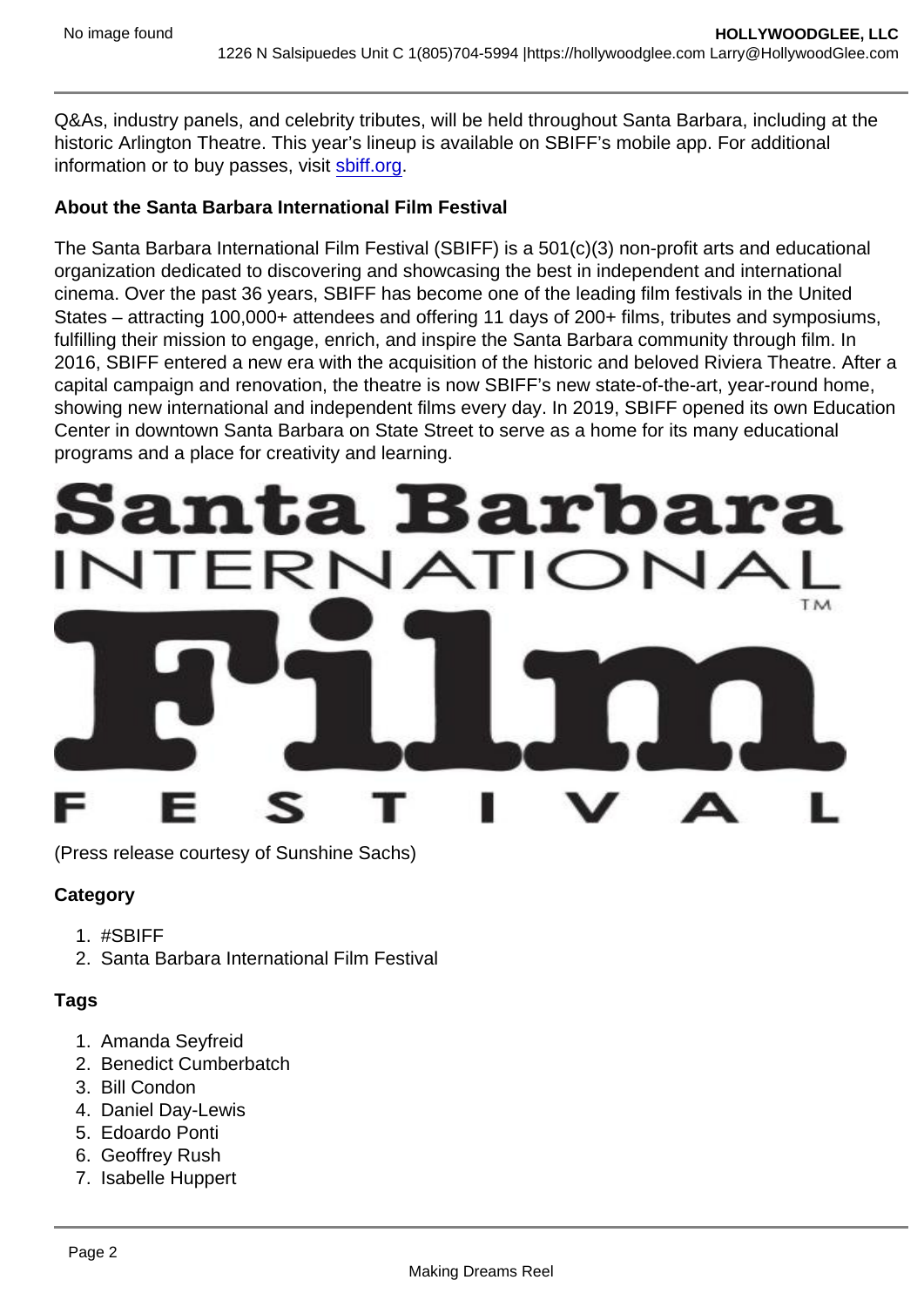Q&As, industry panels, and celebrity tributes, will be held throughout Santa Barbara, including at the historic Arlington Theatre. This year's lineup is available on SBIFF's mobile app. For additional information or to buy passes, visit [sbiff.org](https://sbiff.org).

**About the Santa Barbara International Film Festival**

The Santa Barbara International Film Festival (SBIFF) is a 501(c)(3) non-profit arts and educational organization dedicated to discovering and showcasing the best in independent and international cinema. Over the past 36 years, SBIFF has become one of the leading film festivals in the United States – attracting 100,000+ attendees and offering 11 days of 200+ films, tributes and symposiums, fulfilling their mission to engage, enrich, and inspire the Santa Barbara community through film. In 2016, SBIFF entered a new era with the acquisition of the historic and beloved Riviera Theatre. After a capital campaign and renovation, the theatre is now SBIFF's new state-of-the-art, year-round home, showing new international and independent films every day. In 2019, SBIFF opened its own Education Center in downtown Santa Barbara on State Street to serve as a home for its many educational programs and a place for creativity and learning.

(Press release courtesy of Sunshine Sachs)

**Category**

1. #SBIFF
2. Santa Barbara International Film Festival

**Tags**

1. Amanda Seyfreid
2. Benedict Cumberbatch
3. Bill Condon
4. Daniel Day-Lewis
5. Edoardo Ponti
6. Geoffrey Rush
7. Isabelle Huppert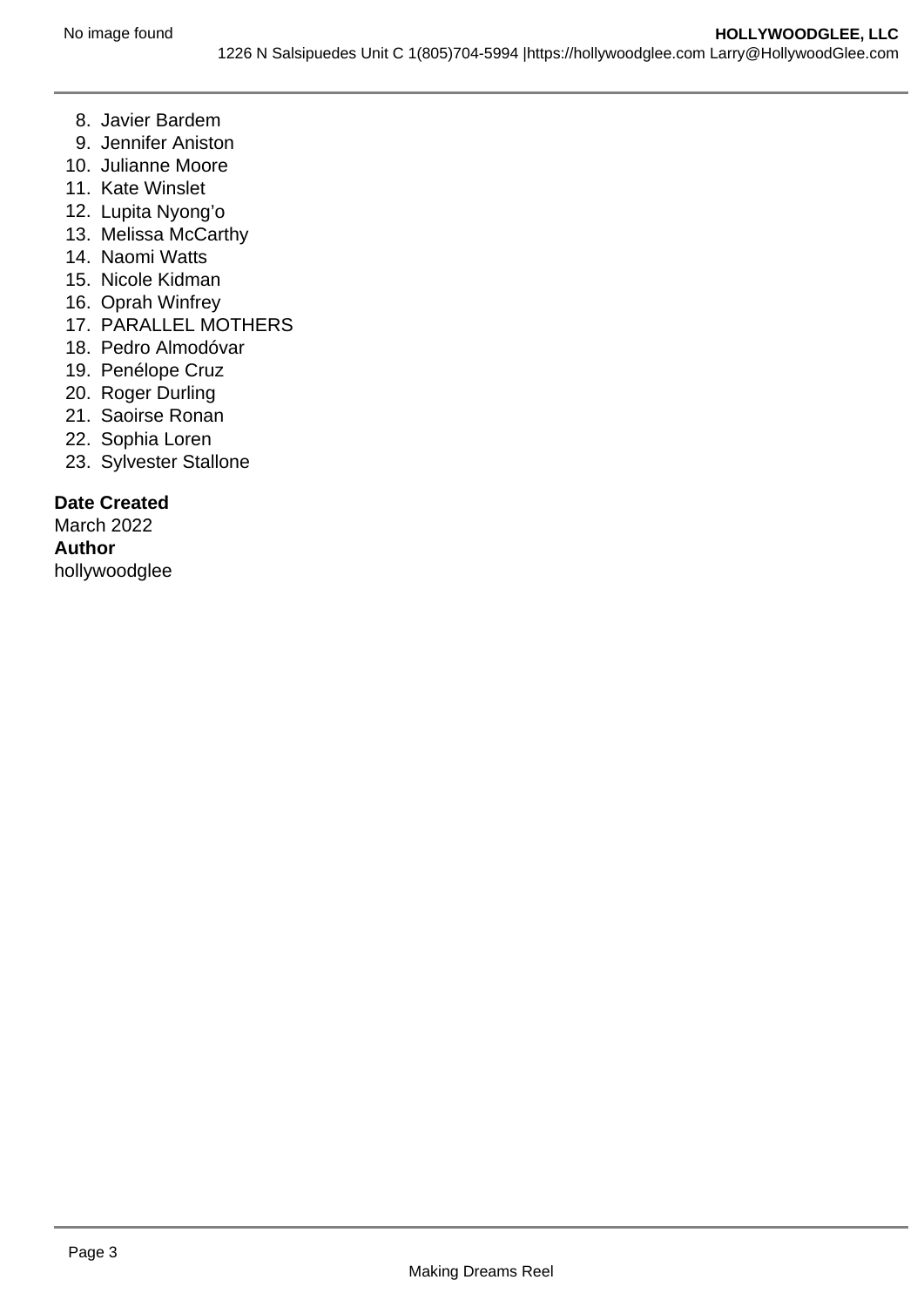8. Javier Bardem
9. Jennifer Aniston
10. Julianne Moore
11. Kate Winslet
12. Lupita Nyong'o
13. Melissa McCarthy
14. Naomi Watts
15. Nicole Kidman
16. Oprah Winfrey
17. PARALLEL MOTHERS
18. Pedro Almodóvar
19. Penélope Cruz
20. Roger Durling
21. Saoirse Ronan
22. Sophia Loren
23. Sylvester Stallone

**Date Created**
March 2022
**Author**
hollywoodglee